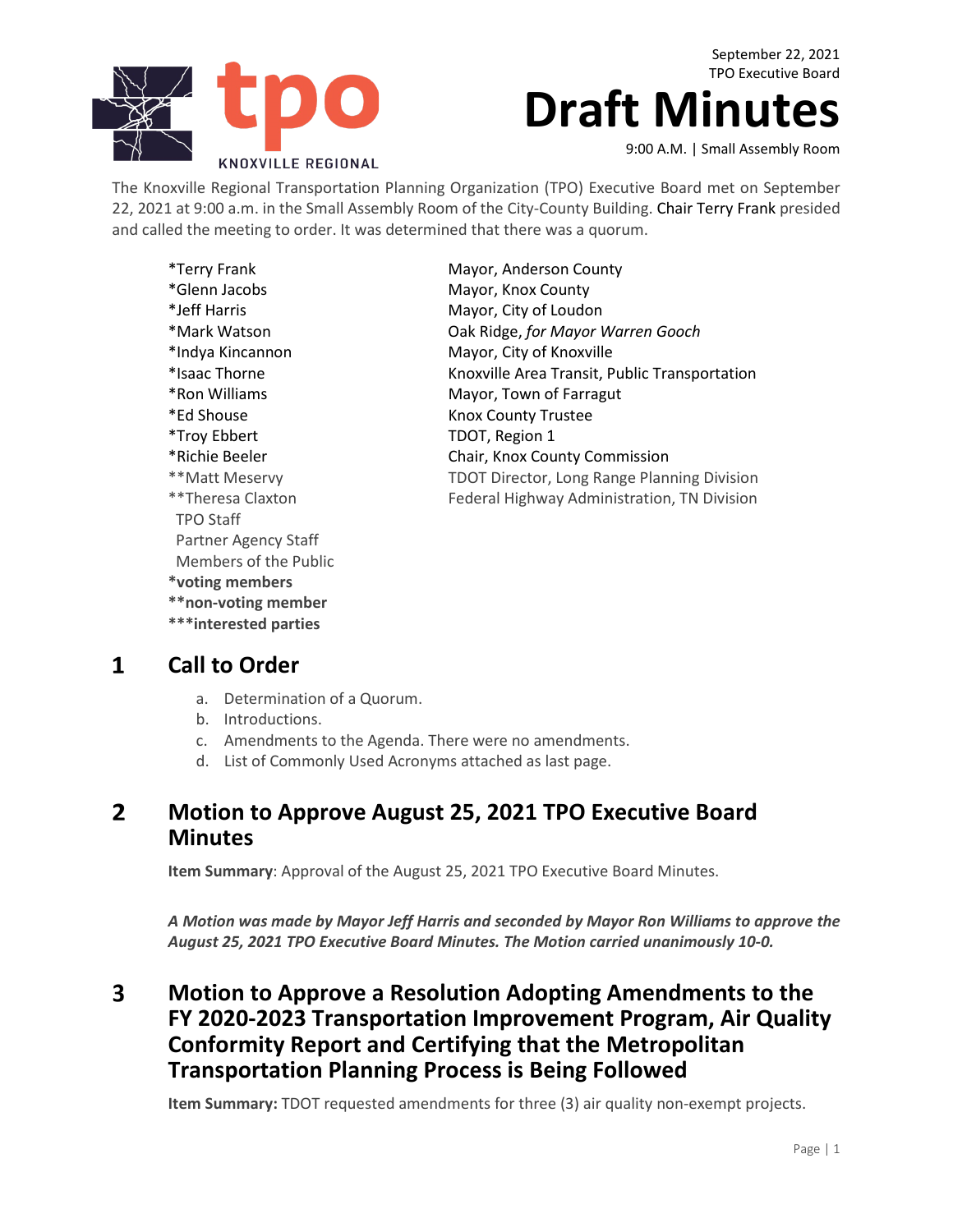September 22, 2021
TPO Executive Board

tpo KNOXVILLE REGIONAL

# Draft Minutes

9:00 A.M. | Small Assembly Room

The Knoxville Regional Transportation Planning Organization (TPO) Executive Board met on September 22, 2021 at 9:00 a.m. in the Small Assembly Room of the City-County Building. Chair Terry Frank presided and called the meeting to order. It was determined that there was a quorum.

| | |
|---|---|
| *Terry Frank | Mayor, Anderson County |
| *Glenn Jacobs | Mayor, Knox County |
| *Jeff Harris | Mayor, City of Loudon |
| *Mark Watson | Oak Ridge, *for Mayor Warren Gooch* |
| *Indya Kincannon | Mayor, City of Knoxville |
| *Isaac Thorne | Knoxville Area Transit, Public Transportation |
| *Ron Williams | Mayor, Town of Farragut |
| *Ed Shouse | Knox County Trustee |
| *Troy Ebbert | TDOT, Region 1 |
| *Richie Beeler | Chair, Knox County Commission |
| **Matt Meservy | TDOT Director, Long Range Planning Division |
| **Theresa Claxton | Federal Highway Administration, TN Division |
| TPO Staff | |
| Partner Agency Staff | |
| Members of the Public | |

**\*voting members**
**\*\*non-voting member**
**\*\*\*interested parties**

## 1 Call to Order

a. Determination of a Quorum.
b. Introductions.
c. Amendments to the Agenda. There were no amendments.
d. List of Commonly Used Acronyms attached as last page.

## 2 Motion to Approve August 25, 2021 TPO Executive Board Minutes

**Item Summary**: Approval of the August 25, 2021 TPO Executive Board Minutes.

***A Motion was made by Mayor Jeff Harris and seconded by Mayor Ron Williams to approve the August 25, 2021 TPO Executive Board Minutes. The Motion carried unanimously 10-0.***

## 3 Motion to Approve a Resolution Adopting Amendments to the FY 2020-2023 Transportation Improvement Program, Air Quality Conformity Report and Certifying that the Metropolitan Transportation Planning Process is Being Followed

**Item Summary:** TDOT requested amendments for three (3) air quality non-exempt projects.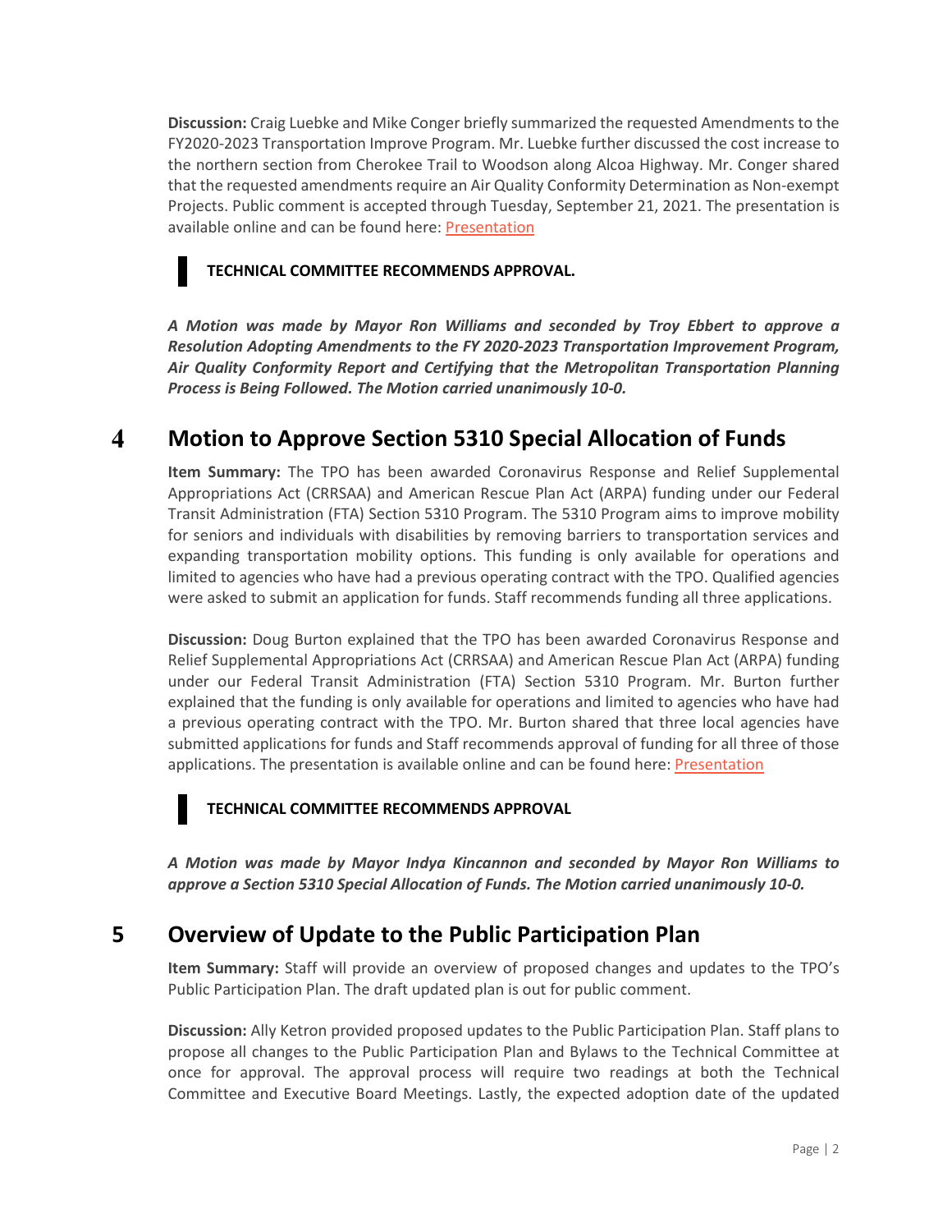**Discussion:** Craig Luebke and Mike Conger briefly summarized the requested Amendments to the FY2020-2023 Transportation Improve Program. Mr. Luebke further discussed the cost increase to the northern section from Cherokee Trail to Woodson along Alcoa Highway. Mr. Conger shared that the requested amendments require an Air Quality Conformity Determination as Non-exempt Projects. Public comment is accepted through Tuesday, September 21, 2021. The presentation is available online and can be found here: [Presentation]

**TECHNICAL COMMITTEE RECOMMENDS APPROVAL.**

***A Motion was made by Mayor Ron Williams and seconded by Troy Ebbert to approve a Resolution Adopting Amendments to the FY 2020-2023 Transportation Improvement Program, Air Quality Conformity Report and Certifying that the Metropolitan Transportation Planning Process is Being Followed. The Motion carried unanimously 10-0.***

## 4 Motion to Approve Section 5310 Special Allocation of Funds

**Item Summary:** The TPO has been awarded Coronavirus Response and Relief Supplemental Appropriations Act (CRRSAA) and American Rescue Plan Act (ARPA) funding under our Federal Transit Administration (FTA) Section 5310 Program. The 5310 Program aims to improve mobility for seniors and individuals with disabilities by removing barriers to transportation services and expanding transportation mobility options. This funding is only available for operations and limited to agencies who have had a previous operating contract with the TPO. Qualified agencies were asked to submit an application for funds. Staff recommends funding all three applications.

**Discussion:** Doug Burton explained that the TPO has been awarded Coronavirus Response and Relief Supplemental Appropriations Act (CRRSAA) and American Rescue Plan Act (ARPA) funding under our Federal Transit Administration (FTA) Section 5310 Program. Mr. Burton further explained that the funding is only available for operations and limited to agencies who have had a previous operating contract with the TPO. Mr. Burton shared that three local agencies have submitted applications for funds and Staff recommends approval of funding for all three of those applications. The presentation is available online and can be found here: [Presentation]

**TECHNICAL COMMITTEE RECOMMENDS APPROVAL**

***A Motion was made by Mayor Indya Kincannon and seconded by Mayor Ron Williams to approve a Section 5310 Special Allocation of Funds. The Motion carried unanimously 10-0.***

## 5 Overview of Update to the Public Participation Plan

**Item Summary:** Staff will provide an overview of proposed changes and updates to the TPO's Public Participation Plan. The draft updated plan is out for public comment.

**Discussion:** Ally Ketron provided proposed updates to the Public Participation Plan. Staff plans to propose all changes to the Public Participation Plan and Bylaws to the Technical Committee at once for approval. The approval process will require two readings at both the Technical Committee and Executive Board Meetings. Lastly, the expected adoption date of the updated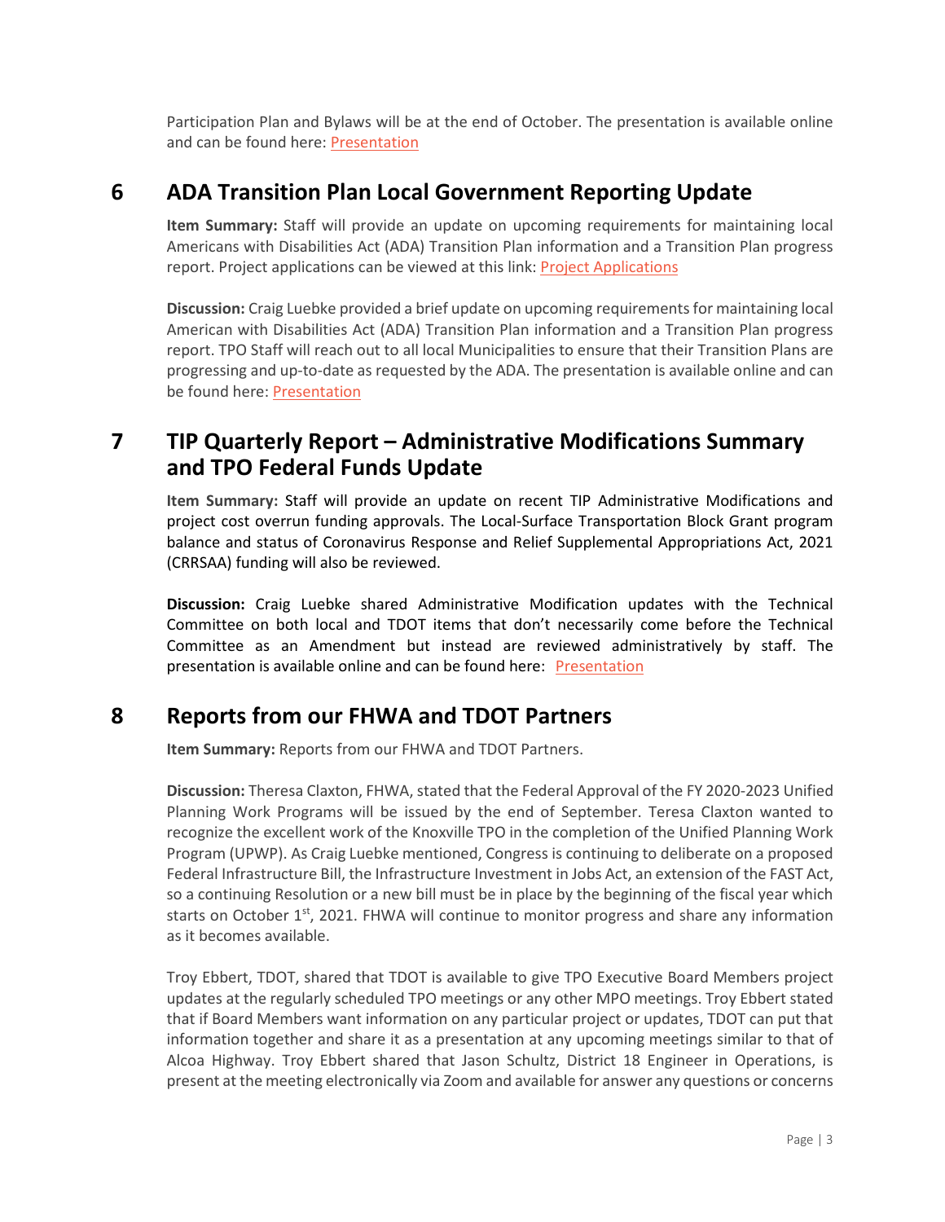Participation Plan and Bylaws will be at the end of October. The presentation is available online and can be found here: [Presentation]

## 6 ADA Transition Plan Local Government Reporting Update

**Item Summary:** Staff will provide an update on upcoming requirements for maintaining local Americans with Disabilities Act (ADA) Transition Plan information and a Transition Plan progress report. Project applications can be viewed at this link: [Project Applications]

**Discussion:** Craig Luebke provided a brief update on upcoming requirements for maintaining local American with Disabilities Act (ADA) Transition Plan information and a Transition Plan progress report. TPO Staff will reach out to all local Municipalities to ensure that their Transition Plans are progressing and up-to-date as requested by the ADA. The presentation is available online and can be found here: [Presentation]

## 7 TIP Quarterly Report – Administrative Modifications Summary and TPO Federal Funds Update

**Item Summary:** Staff will provide an update on recent TIP Administrative Modifications and project cost overrun funding approvals. The Local-Surface Transportation Block Grant program balance and status of Coronavirus Response and Relief Supplemental Appropriations Act, 2021 (CRRSAA) funding will also be reviewed.

**Discussion:** Craig Luebke shared Administrative Modification updates with the Technical Committee on both local and TDOT items that don't necessarily come before the Technical Committee as an Amendment but instead are reviewed administratively by staff. The presentation is available online and can be found here: [Presentation]

## 8 Reports from our FHWA and TDOT Partners

**Item Summary:** Reports from our FHWA and TDOT Partners.

**Discussion:** Theresa Claxton, FHWA, stated that the Federal Approval of the FY 2020-2023 Unified Planning Work Programs will be issued by the end of September. Teresa Claxton wanted to recognize the excellent work of the Knoxville TPO in the completion of the Unified Planning Work Program (UPWP). As Craig Luebke mentioned, Congress is continuing to deliberate on a proposed Federal Infrastructure Bill, the Infrastructure Investment in Jobs Act, an extension of the FAST Act, so a continuing Resolution or a new bill must be in place by the beginning of the fiscal year which starts on October 1st, 2021. FHWA will continue to monitor progress and share any information as it becomes available.

Troy Ebbert, TDOT, shared that TDOT is available to give TPO Executive Board Members project updates at the regularly scheduled TPO meetings or any other MPO meetings. Troy Ebbert stated that if Board Members want information on any particular project or updates, TDOT can put that information together and share it as a presentation at any upcoming meetings similar to that of Alcoa Highway. Troy Ebbert shared that Jason Schultz, District 18 Engineer in Operations, is present at the meeting electronically via Zoom and available for answer any questions or concerns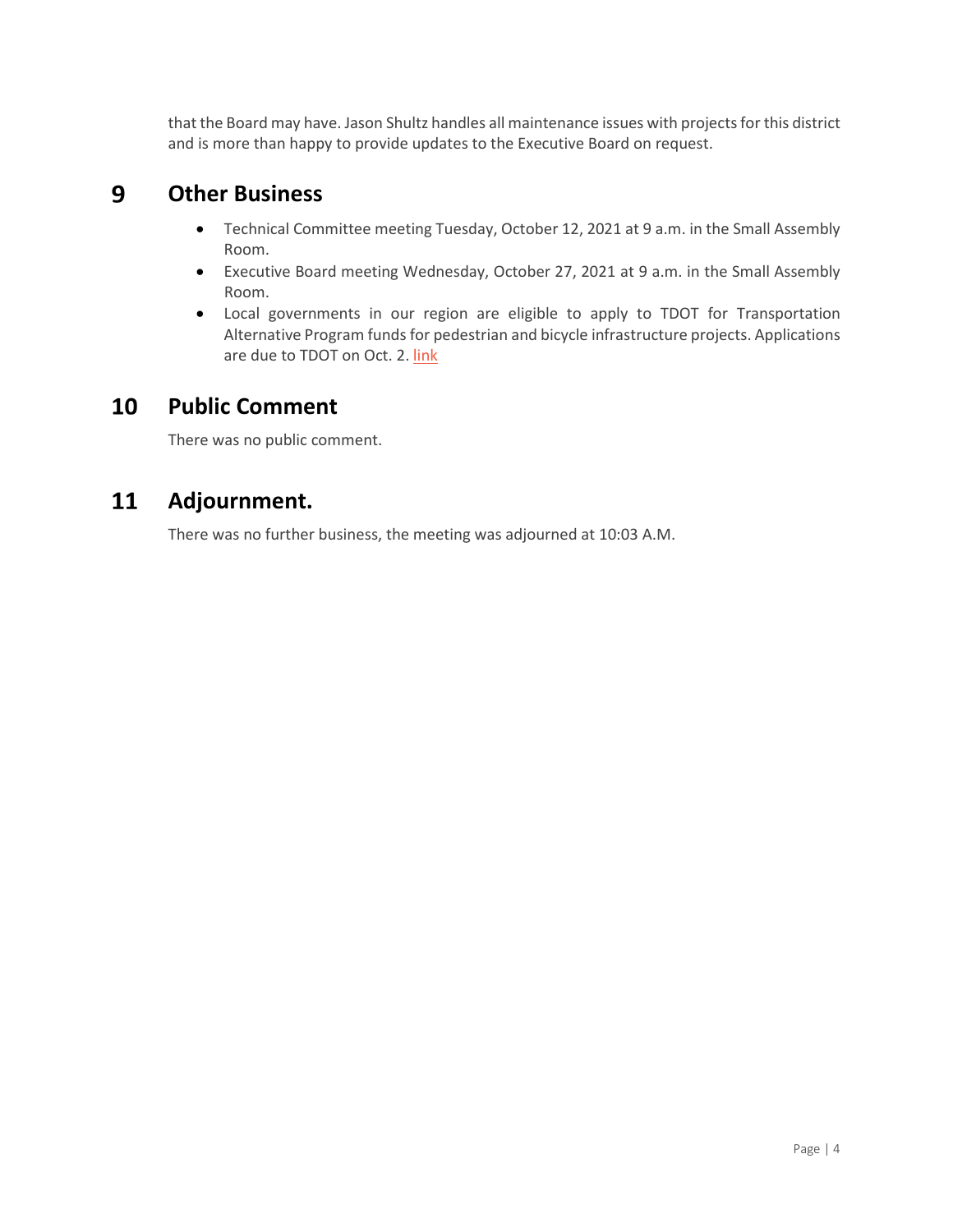that the Board may have. Jason Shultz handles all maintenance issues with projects for this district and is more than happy to provide updates to the Executive Board on request.

## 9 Other Business

- Technical Committee meeting Tuesday, October 12, 2021 at 9 a.m. in the Small Assembly Room.
- Executive Board meeting Wednesday, October 27, 2021 at 9 a.m. in the Small Assembly Room.
- Local governments in our region are eligible to apply to TDOT for Transportation Alternative Program funds for pedestrian and bicycle infrastructure projects. Applications are due to TDOT on Oct. 2. link

## 10 Public Comment

There was no public comment.

## 11 Adjournment.

There was no further business, the meeting was adjourned at 10:03 A.M.